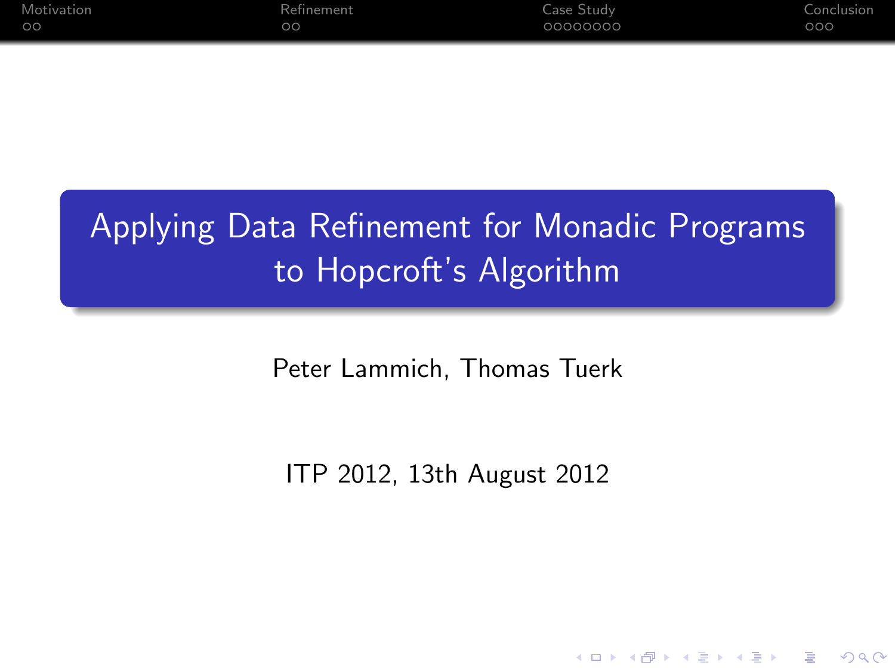# Applying Data Refinement for Monadic Programs to Hopcroft's Algorithm

Peter Lammich, Thomas Tuerk

ITP 2012, 13th August 2012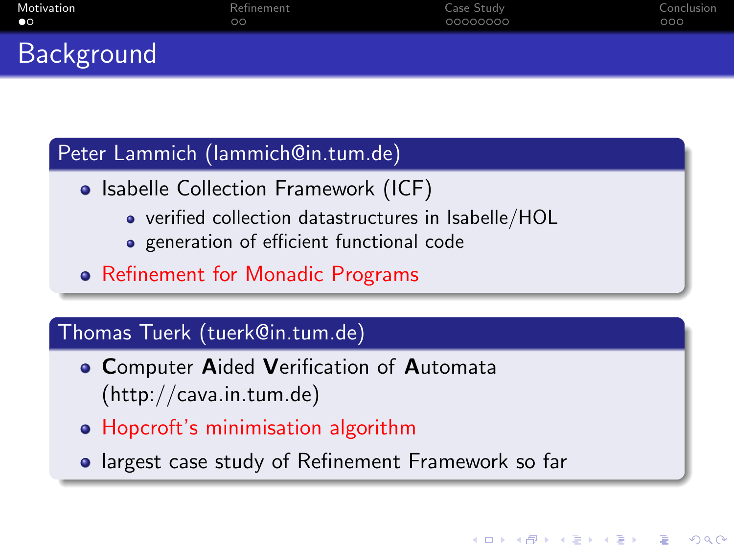# Background

## Peter Lammich (lammich@in.tum.de)

- Isabelle Collection Framework (ICF)
  - verified collection datastructures in Isabelle/HOL
  - generation of efficient functional code
- Refinement for Monadic Programs

## Thomas Tuerk (tuerk@in.tum.de)

- **C**omputer **A**ided **V**erification of **A**utomata (http://cava.in.tum.de)
- Hopcroft's minimisation algorithm
- largest case study of Refinement Framework so far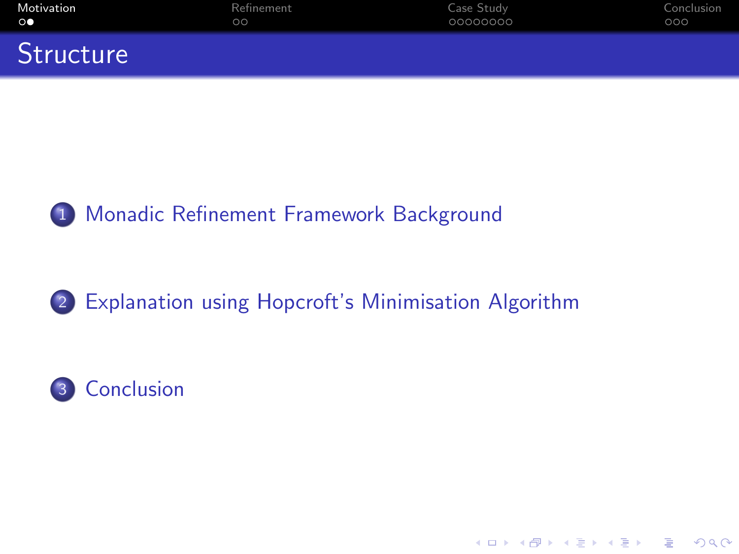# Structure

1. Monadic Refinement Framework Background
2. Explanation using Hopcroft's Minimisation Algorithm
3. Conclusion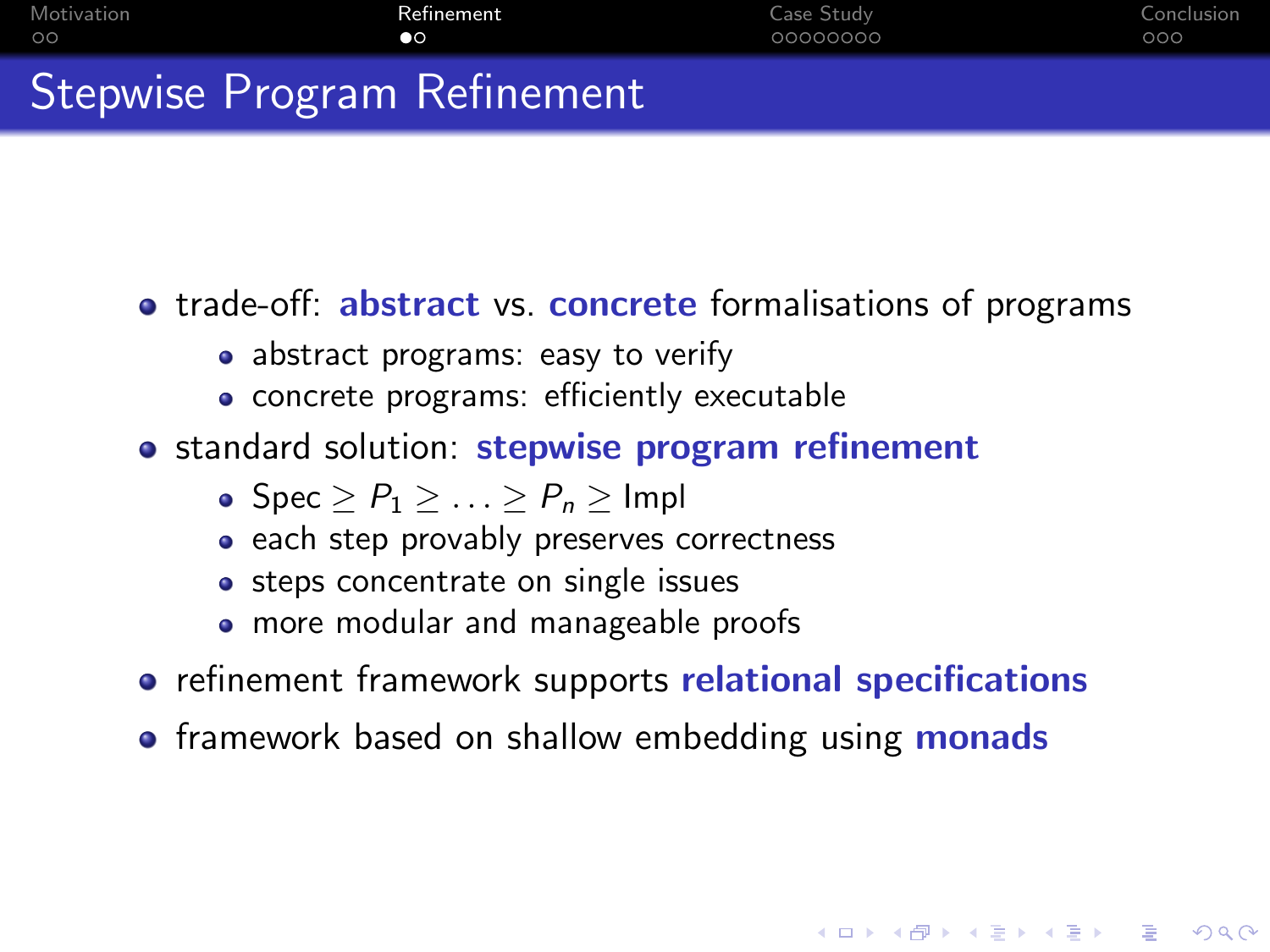# Stepwise Program Refinement

- trade-off: **abstract** vs. **concrete** formalisations of programs
  - abstract programs: easy to verify
  - concrete programs: efficiently executable
- standard solution: **stepwise program refinement**
  - $\text{Spec} \geq P_1 \geq \ldots \geq P_n \geq \text{Impl}$
  - each step provably preserves correctness
  - steps concentrate on single issues
  - more modular and manageable proofs
- refinement framework supports **relational specifications**
- framework based on shallow embedding using **monads**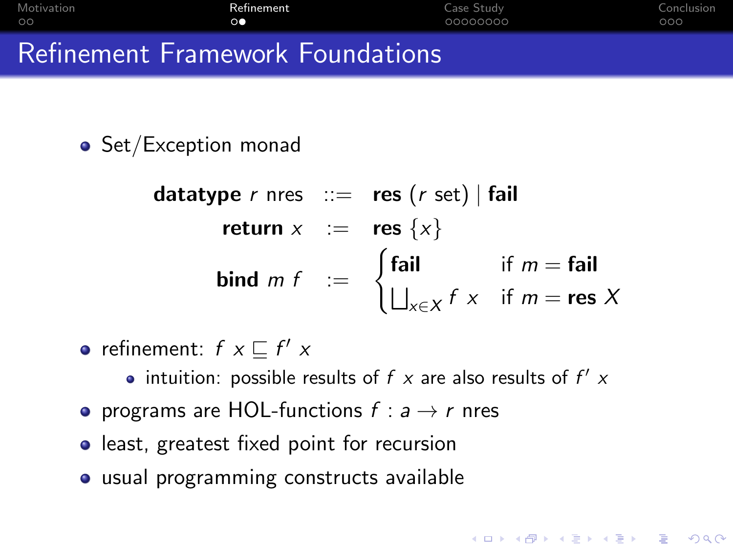# Refinement Framework Foundations

- Set/Exception monad

$$
\begin{aligned}
\textbf{datatype } r \text{ nres} \quad &::= \quad \textbf{res } (r \text{ set}) \mid \textbf{fail} \\
\textbf{return } x \quad &:= \quad \textbf{res } \{x\} \\
\textbf{bind } m\ f \quad &:= \quad \begin{cases} \textbf{fail} & \text{if } m = \textbf{fail} \\ \bigsqcup_{x \in X} f\ x & \text{if } m = \textbf{res } X \end{cases}
\end{aligned}
$$

- refinement: $f\ x \sqsubseteq f'\ x$
  - intuition: possible results of $f\ x$ are also results of $f'\ x$
- programs are HOL-functions $f : a \to r$ nres
- least, greatest fixed point for recursion
- usual programming constructs available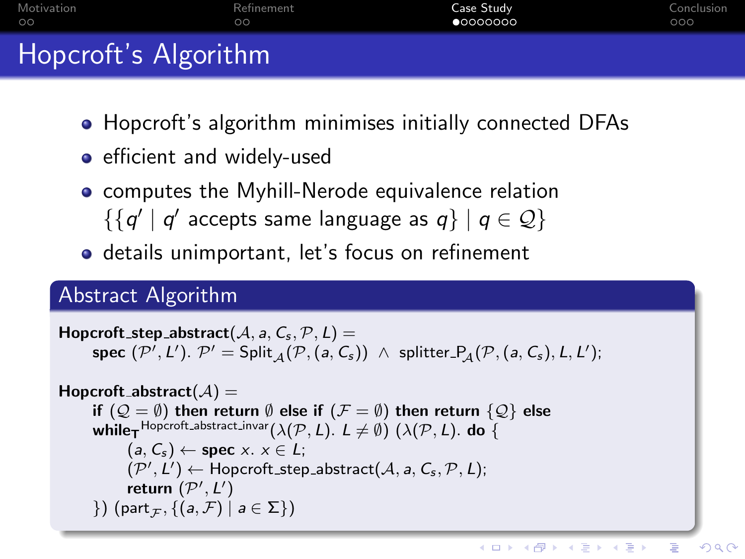# Hopcroft's Algorithm

- Hopcroft's algorithm minimises initially connected DFAs
- efficient and widely-used
- computes the Myhill-Nerode equivalence relation $\{\{q' \mid q' \text{ accepts same language as } q\} \mid q \in \mathcal{Q}\}$
- details unimportant, let's focus on refinement

## Abstract Algorithm

**Hopcroft_step_abstract**$(\mathcal{A}, a, C_s, \mathcal{P}, L) =$
  **spec** $(\mathcal{P}', L')$. $\mathcal{P}' = \text{Split}_{\mathcal{A}}(\mathcal{P}, (a, C_s)) \ \wedge\ \text{splitter\_P}_{\mathcal{A}}(\mathcal{P}, (a, C_s), L, L')$;

**Hopcroft_abstract**$(\mathcal{A}) =$
  **if** $(\mathcal{Q} = \emptyset)$ **then return** $\emptyset$ **else if** $(\mathcal{F} = \emptyset)$ **then return** $\{\mathcal{Q}\}$ **else**
  $\textbf{while}_{\textbf{T}}^{\text{Hopcroft\_abstract\_invar}}(\lambda(\mathcal{P}, L).\ L \neq \emptyset)\ (\lambda(\mathcal{P}, L).$ **do** $\{$
    $(a, C_s) \leftarrow$ **spec** $x.\ x \in L$;
    $(\mathcal{P}', L') \leftarrow \text{Hopcroft\_step\_abstract}(\mathcal{A}, a, C_s, \mathcal{P}, L)$;
    **return** $(\mathcal{P}', L')$
  $\})\ (\text{part}_{\mathcal{F}}, \{(a, \mathcal{F}) \mid a \in \Sigma\})$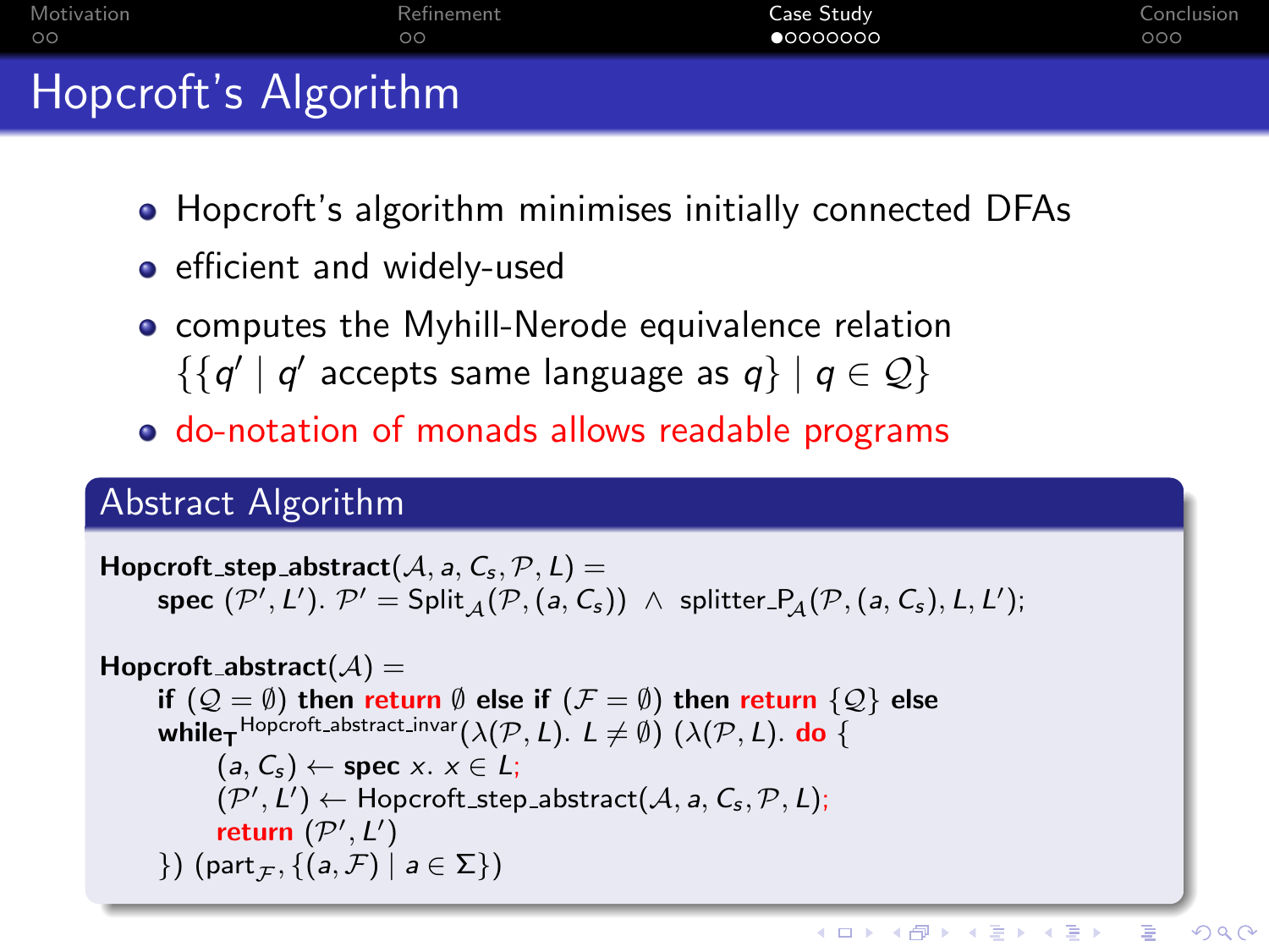# Hopcroft's Algorithm

- Hopcroft's algorithm minimises initially connected DFAs
- efficient and widely-used
- computes the Myhill-Nerode equivalence relation $\{\{q' \mid q' \text{ accepts same language as } q\} \mid q \in \mathcal{Q}\}$
- do-notation of monads allows readable programs

## Abstract Algorithm

**Hopcroft_step_abstract**$(\mathcal{A}, a, C_s, \mathcal{P}, L) =$
  **spec** $(\mathcal{P}', L')$. $\mathcal{P}' = \text{Split}_{\mathcal{A}}(\mathcal{P}, (a, C_s)) \;\wedge\; \text{splitter\_P}_{\mathcal{A}}(\mathcal{P}, (a, C_s), L, L')$;

**Hopcroft_abstract**$(\mathcal{A}) =$
  **if** $(\mathcal{Q} = \emptyset)$ **then** **return** $\emptyset$ **else if** $(\mathcal{F} = \emptyset)$ **then** **return** $\{\mathcal{Q}\}$ **else**
  $\textbf{while}_{\textbf{T}}{}^{\text{Hopcroft\_abstract\_invar}}(\lambda(\mathcal{P}, L).\ L \neq \emptyset)\ (\lambda(\mathcal{P}, L).$ **do** {
    $(a, C_s) \leftarrow$ **spec** $x.\ x \in L$;
    $(\mathcal{P}', L') \leftarrow \text{Hopcroft\_step\_abstract}(\mathcal{A}, a, C_s, \mathcal{P}, L)$;
    **return** $(\mathcal{P}', L')$
  }) $(\text{part}_{\mathcal{F}}, \{(a, \mathcal{F}) \mid a \in \Sigma\})$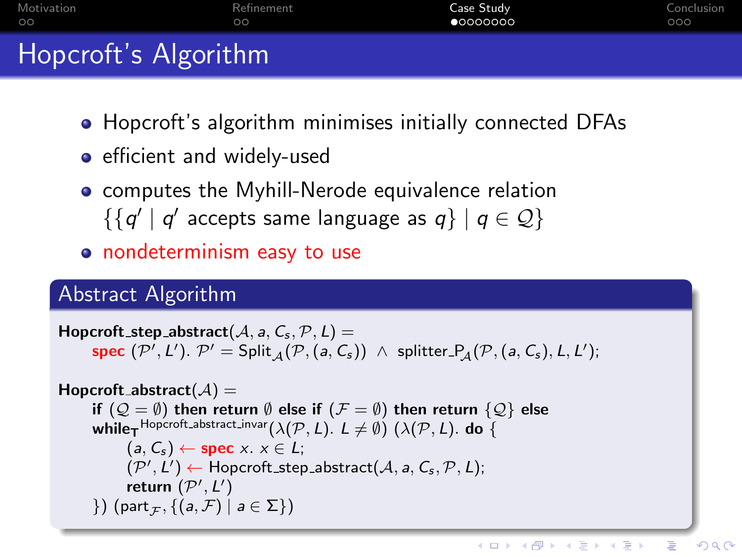# Hopcroft's Algorithm

- Hopcroft's algorithm minimises initially connected DFAs
- efficient and widely-used
- computes the Myhill-Nerode equivalence relation $\{\{q' \mid q' \text{ accepts same language as } q\} \mid q \in \mathcal{Q}\}$
- nondeterminism easy to use

## Abstract Algorithm

**Hopcroft_step_abstract**$(\mathcal{A}, a, C_s, \mathcal{P}, L) =$
  **spec** $(\mathcal{P}', L')$. $\mathcal{P}' = \text{Split}_{\mathcal{A}}(\mathcal{P}, (a, C_s)) \ \wedge\ \text{splitter\_P}_{\mathcal{A}}(\mathcal{P}, (a, C_s), L, L')$;

**Hopcroft_abstract**$(\mathcal{A}) =$
  **if** $(\mathcal{Q} = \emptyset)$ **then return** $\emptyset$ **else if** $(\mathcal{F} = \emptyset)$ **then return** $\{\mathcal{Q}\}$ **else**
  **while**$_{\mathbf{T}}{}^{\text{Hopcroft\_abstract\_invar}}$$(\lambda(\mathcal{P}, L).\ L \neq \emptyset)$ $(\lambda(\mathcal{P}, L).$ **do** $\{$
    $(a, C_s) \leftarrow$ **spec** $x.\ x \in L$;
    $(\mathcal{P}', L') \leftarrow$ Hopcroft_step_abstract$(\mathcal{A}, a, C_s, \mathcal{P}, L)$;
    **return** $(\mathcal{P}', L')$
  $\})$ $(\text{part}_{\mathcal{F}}, \{(a, \mathcal{F}) \mid a \in \Sigma\})$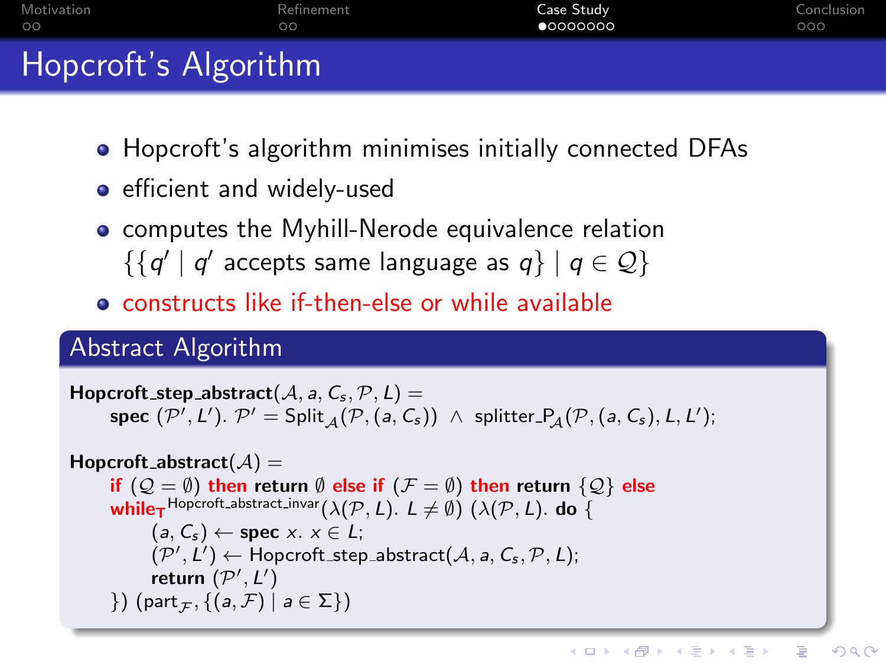# Hopcroft's Algorithm

- Hopcroft's algorithm minimises initially connected DFAs
- efficient and widely-used
- computes the Myhill-Nerode equivalence relation
  $\{\{q' \mid q' \text{ accepts same language as } q\} \mid q \in \mathcal{Q}\}$
- constructs like if-then-else or while available

## Abstract Algorithm

**Hopcroft_step_abstract**$(\mathcal{A}, a, C_s, \mathcal{P}, L) =$
  **spec** $(\mathcal{P}', L')$. $\mathcal{P}' = \text{Split}_{\mathcal{A}}(\mathcal{P}, (a, C_s)) \;\wedge\; \text{splitter\_P}_{\mathcal{A}}(\mathcal{P}, (a, C_s), L, L')$;

**Hopcroft_abstract**$(\mathcal{A}) =$
  **if** $(\mathcal{Q} = \emptyset)$ **then return** $\emptyset$ **else if** $(\mathcal{F} = \emptyset)$ **then return** $\{\mathcal{Q}\}$ **else**
  $\textbf{while}_{\mathbf{T}}{}^{\text{Hopcroft\_abstract\_invar}}(\lambda(\mathcal{P}, L).\ L \neq \emptyset)\ (\lambda(\mathcal{P}, L).$ **do** {
    $(a, C_s) \leftarrow$ **spec** $x.\ x \in L$;
    $(\mathcal{P}', L') \leftarrow$ Hopcroft_step_abstract$(\mathcal{A}, a, C_s, \mathcal{P}, L)$;
    **return** $(\mathcal{P}', L')$
  }) $(\text{part}_{\mathcal{F}}, \{(a, \mathcal{F}) \mid a \in \Sigma\})$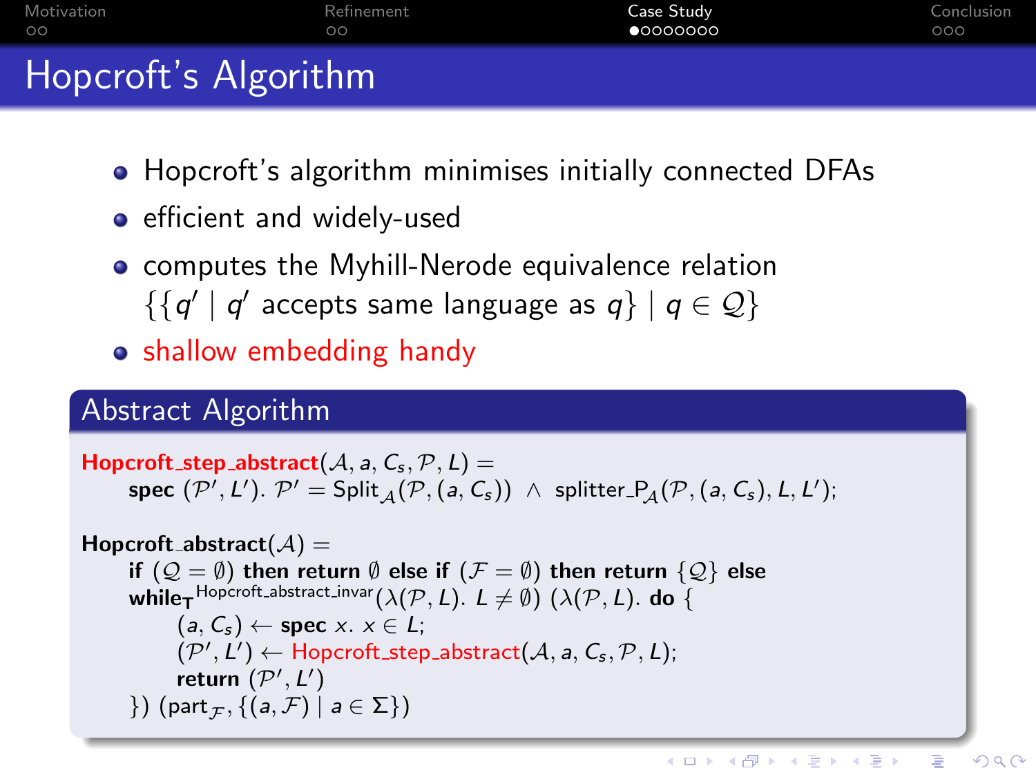# Hopcroft's Algorithm

- Hopcroft's algorithm minimises initially connected DFAs
- efficient and widely-used
- computes the Myhill-Nerode equivalence relation
  $\{\{q' \mid q' \text{ accepts same language as } q\} \mid q \in \mathcal{Q}\}$
- shallow embedding handy

## Abstract Algorithm

**Hopcroft_step_abstract**$(\mathcal{A}, a, C_s, \mathcal{P}, L) =$
  **spec** $(\mathcal{P}', L').\ \mathcal{P}' = \text{Split}_{\mathcal{A}}(\mathcal{P}, (a, C_s)) \ \wedge\ \text{splitter\_P}_{\mathcal{A}}(\mathcal{P}, (a, C_s), L, L')$;

**Hopcroft_abstract**$(\mathcal{A}) =$
  **if** $(\mathcal{Q} = \emptyset)$ **then return** $\emptyset$ **else if** $(\mathcal{F} = \emptyset)$ **then return** $\{\mathcal{Q}\}$ **else**
  **while**$_{\mathbf{T}}{}^{\text{Hopcroft\_abstract\_invar}}$ $(\lambda(\mathcal{P}, L).\ L \neq \emptyset)$ $(\lambda(\mathcal{P}, L).$ **do** {
    $(a, C_s) \leftarrow$ **spec** $x.\ x \in L$;
    $(\mathcal{P}', L') \leftarrow$ Hopcroft_step_abstract$(\mathcal{A}, a, C_s, \mathcal{P}, L)$;
    **return** $(\mathcal{P}', L')$
  }) $(\text{part}_{\mathcal{F}}, \{(a, \mathcal{F}) \mid a \in \Sigma\})$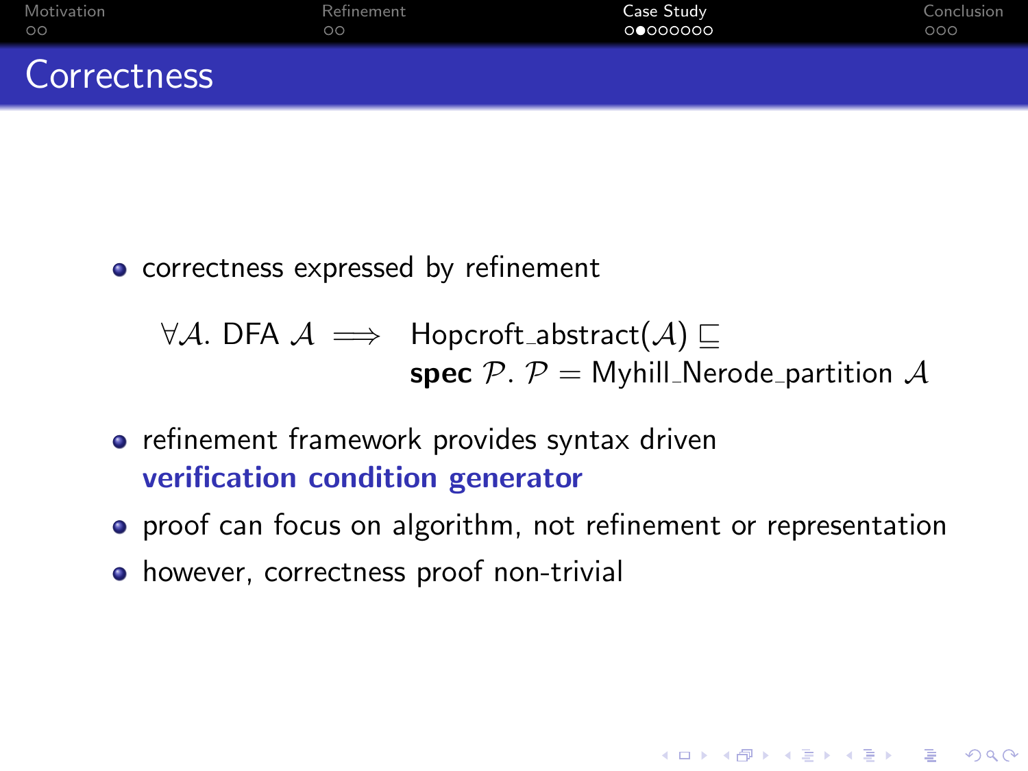# Correctness

- correctness expressed by refinement

$$\forall \mathcal{A}.\ \text{DFA}\ \mathcal{A} \implies \text{Hopcroft\_abstract}(\mathcal{A}) \sqsubseteq \textbf{spec}\ \mathcal{P}.\ \mathcal{P} = \text{Myhill\_Nerode\_partition}\ \mathcal{A}$$

- refinement framework provides syntax driven **verification condition generator**
- proof can focus on algorithm, not refinement or representation
- however, correctness proof non-trivial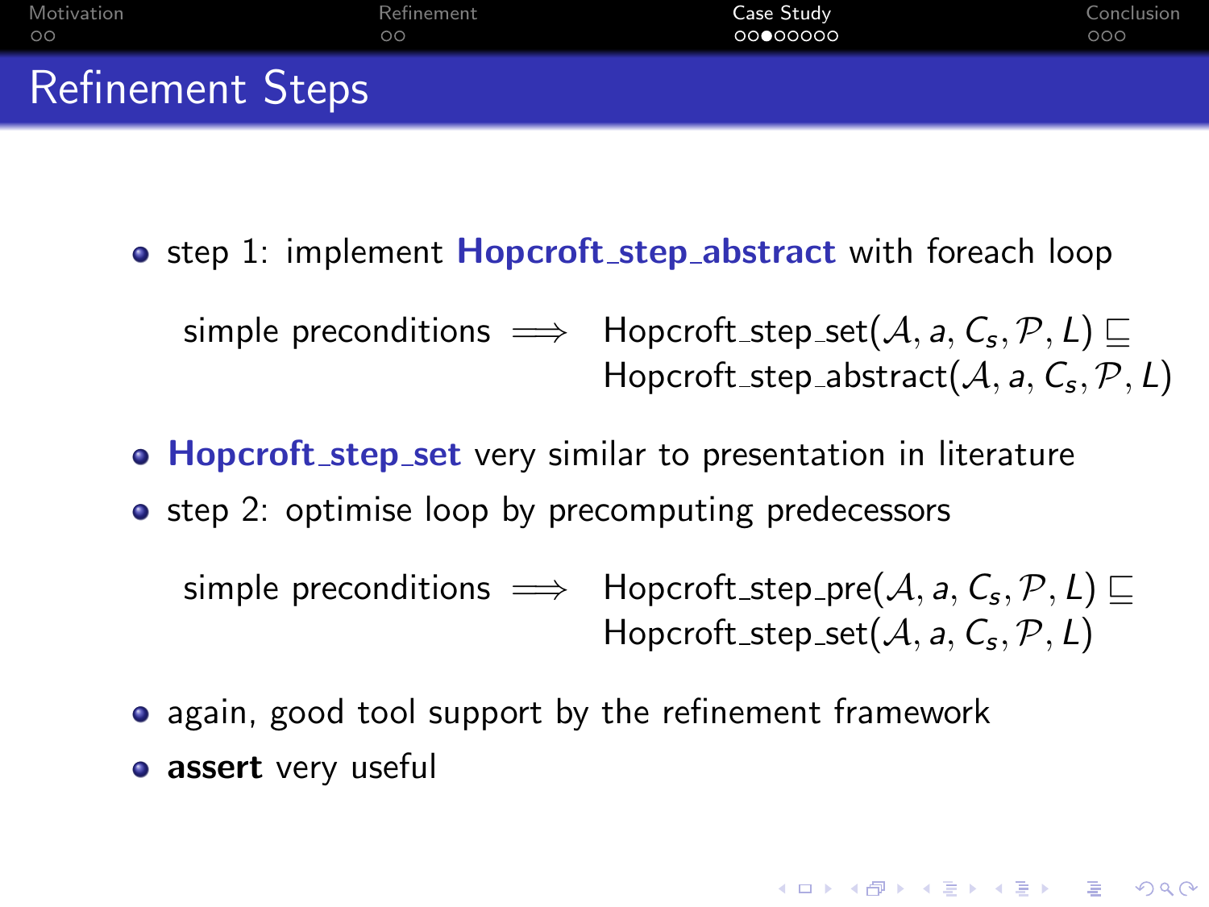# Refinement Steps

- step 1: implement **Hopcroft_step_abstract** with foreach loop

$$\text{simple preconditions} \implies \begin{array}{l}\text{Hopcroft\_step\_set}(\mathcal{A}, a, C_s, \mathcal{P}, L) \sqsubseteq \\ \text{Hopcroft\_step\_abstract}(\mathcal{A}, a, C_s, \mathcal{P}, L)\end{array}$$

- **Hopcroft_step_set** very similar to presentation in literature
- step 2: optimise loop by precomputing predecessors

$$\text{simple preconditions} \implies \begin{array}{l}\text{Hopcroft\_step\_pre}(\mathcal{A}, a, C_s, \mathcal{P}, L) \sqsubseteq \\ \text{Hopcroft\_step\_set}(\mathcal{A}, a, C_s, \mathcal{P}, L)\end{array}$$

- again, good tool support by the refinement framework
- **assert** very useful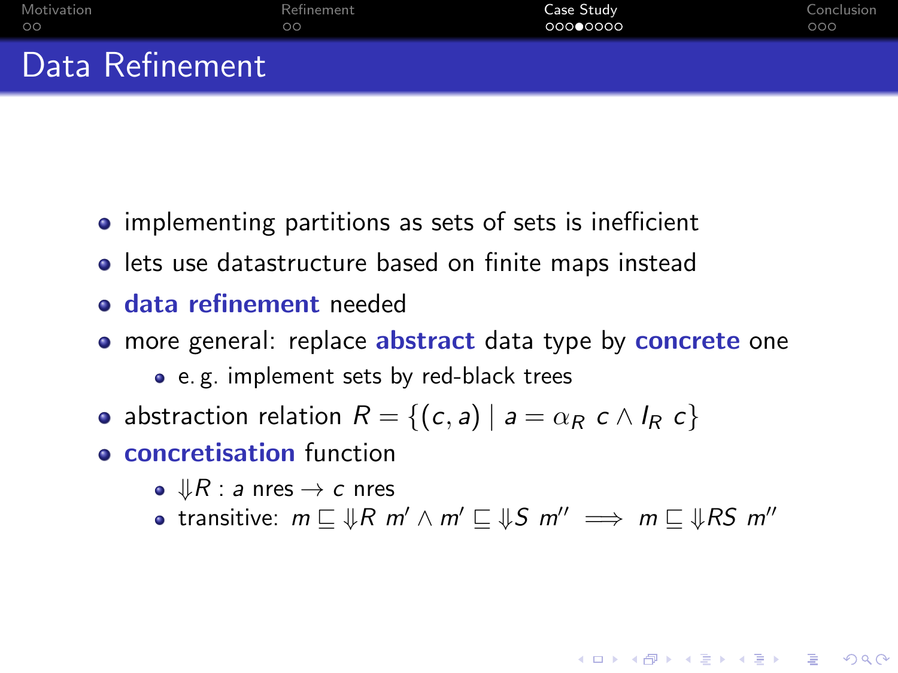# Data Refinement

- implementing partitions as sets of sets is inefficient
- lets use datastructure based on finite maps instead
- **data refinement** needed
- more general: replace **abstract** data type by **concrete** one
  - e. g. implement sets by red-black trees
- abstraction relation $R = \{(c, a) \mid a = \alpha_R\ c \wedge I_R\ c\}$
- **concretisation** function
  - $\Downarrow R : a \text{ nres} \rightarrow c \text{ nres}$
  - transitive: $m \sqsubseteq \Downarrow R\ m' \wedge m' \sqsubseteq \Downarrow S\ m'' \implies m \sqsubseteq \Downarrow RS\ m''$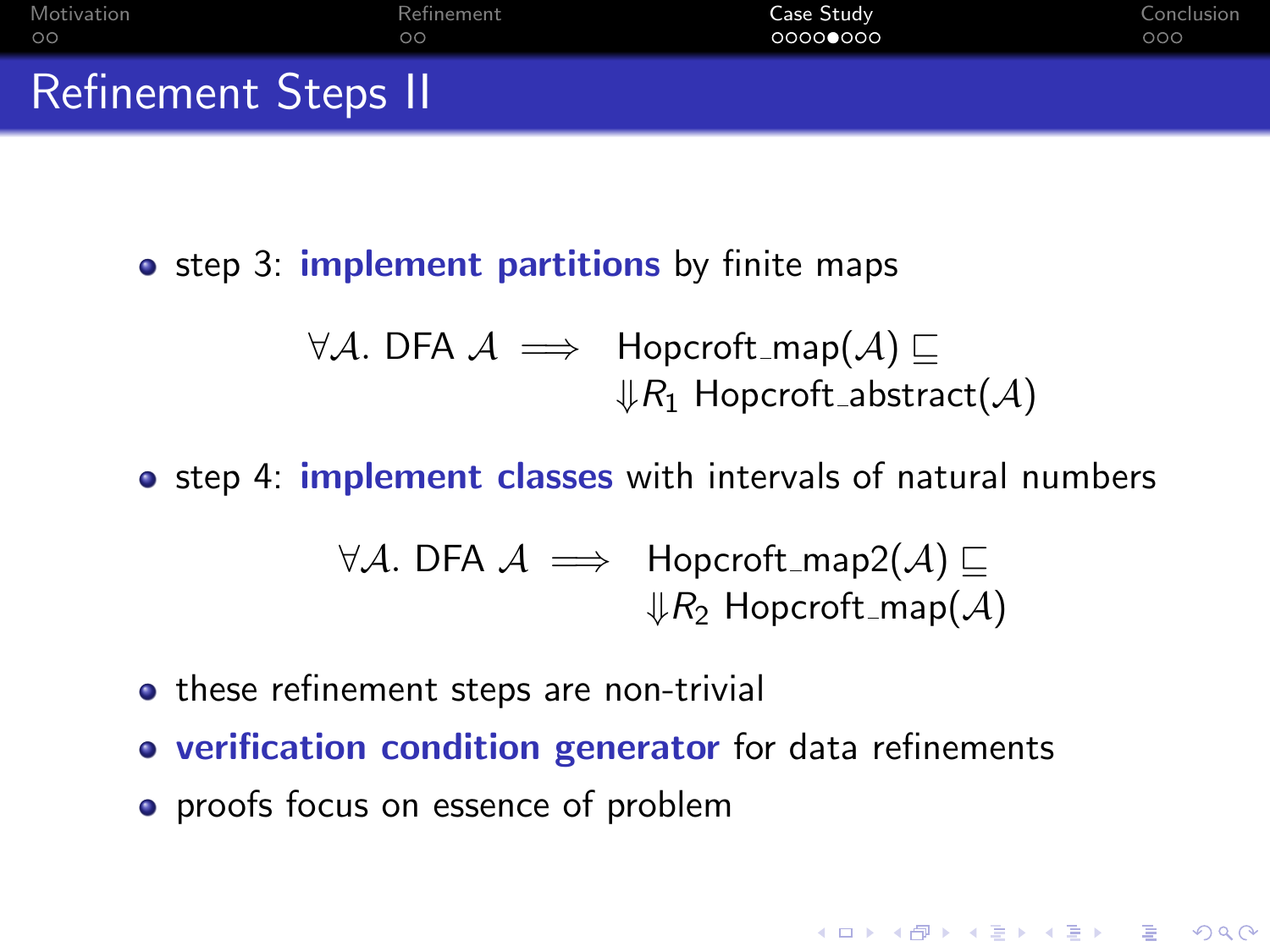# Refinement Steps II

- step 3: **implement partitions** by finite maps

$$\forall \mathcal{A}.\ \text{DFA}\ \mathcal{A} \implies \text{Hopcroft\_map}(\mathcal{A}) \sqsubseteq \Downarrow R_1\ \text{Hopcroft\_abstract}(\mathcal{A})$$

- step 4: **implement classes** with intervals of natural numbers

$$\forall \mathcal{A}.\ \text{DFA}\ \mathcal{A} \implies \text{Hopcroft\_map2}(\mathcal{A}) \sqsubseteq \Downarrow R_2\ \text{Hopcroft\_map}(\mathcal{A})$$

- these refinement steps are non-trivial
- **verification condition generator** for data refinements
- proofs focus on essence of problem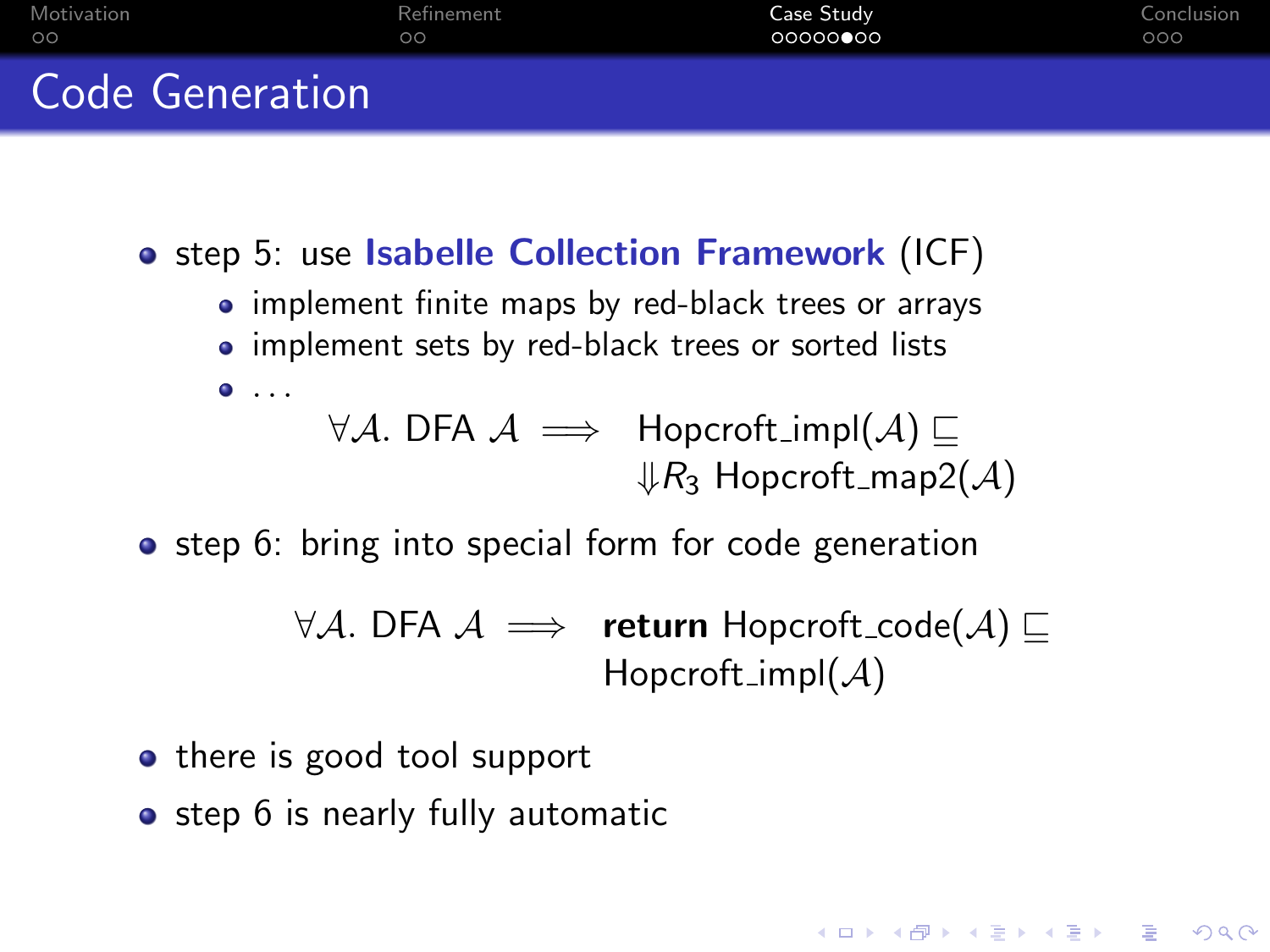# Code Generation

- step 5: use **Isabelle Collection Framework** (ICF)
  - implement finite maps by red-black trees or arrays
  - implement sets by red-black trees or sorted lists
  - ...

$$\forall \mathcal{A}.\ \text{DFA } \mathcal{A} \implies \text{Hopcroft\_impl}(\mathcal{A}) \sqsubseteq \Downarrow R_3\ \text{Hopcroft\_map2}(\mathcal{A})$$

- step 6: bring into special form for code generation

$$\forall \mathcal{A}.\ \text{DFA } \mathcal{A} \implies \textbf{return } \text{Hopcroft\_code}(\mathcal{A}) \sqsubseteq \text{Hopcroft\_impl}(\mathcal{A})$$

- there is good tool support
- step 6 is nearly fully automatic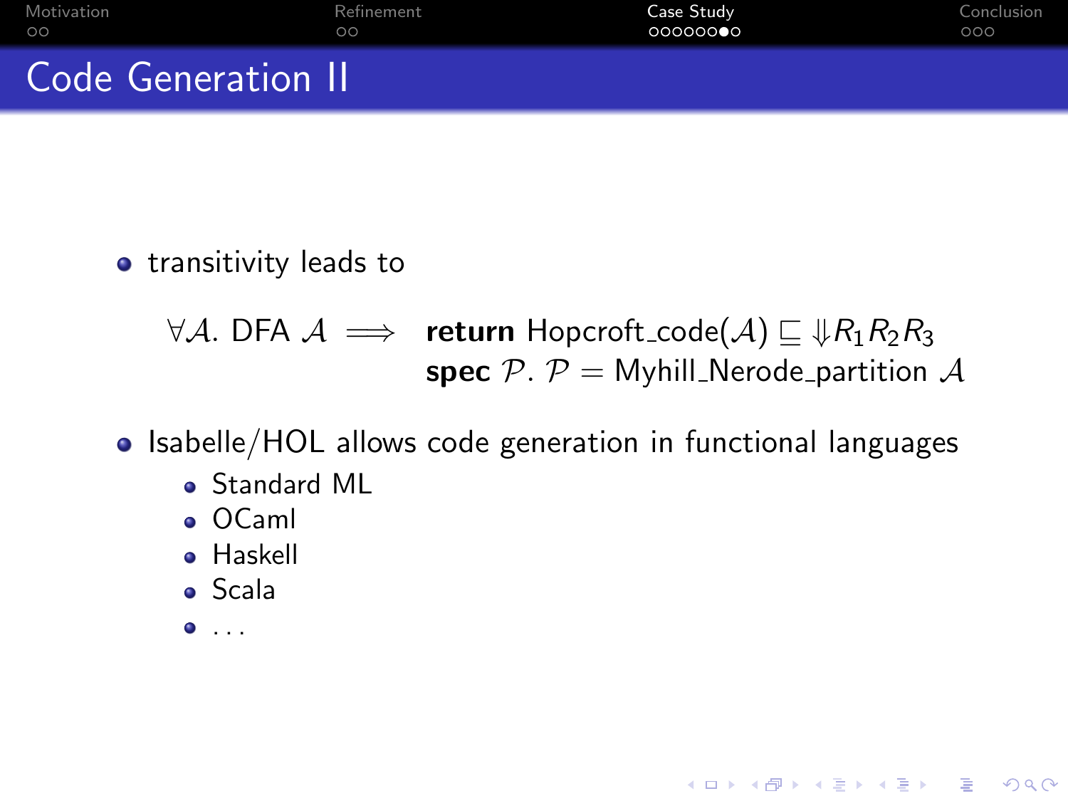# Code Generation II

- transitivity leads to

$$\forall \mathcal{A}.\ \text{DFA}\ \mathcal{A} \implies \begin{array}{l}\textbf{return}\ \text{Hopcroft\_code}(\mathcal{A}) \sqsubseteq {\Downarrow} R_1 R_2 R_3 \\ \textbf{spec}\ \mathcal{P}.\ \mathcal{P} = \text{Myhill\_Nerode\_partition}\ \mathcal{A}\end{array}$$

- Isabelle/HOL allows code generation in functional languages
  - Standard ML
  - OCaml
  - Haskell
  - Scala
  - ...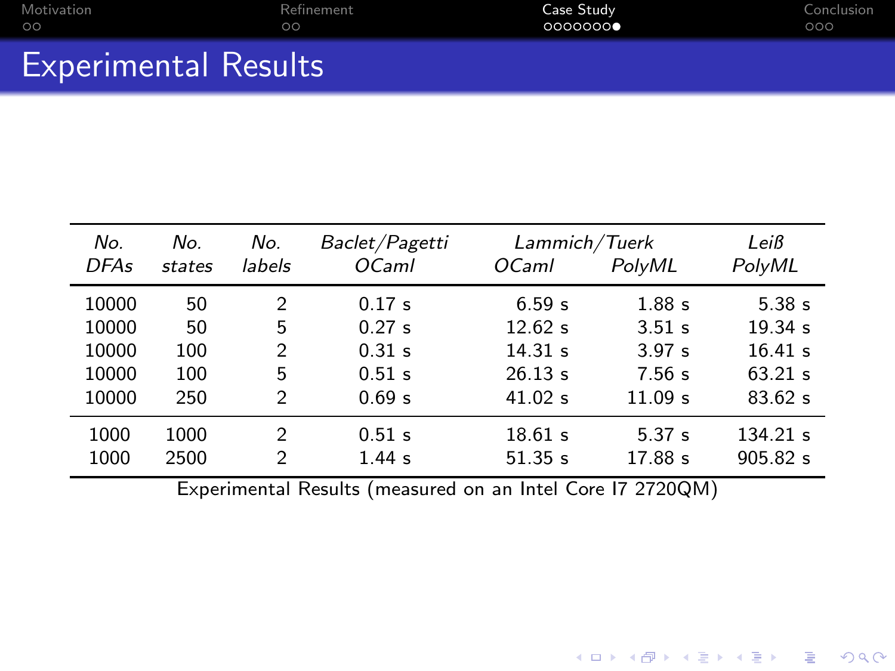# Experimental Results

| *No. DFAs* | *No. states* | *No. labels* | *Baclet/Pagetti OCaml* | *Lammich/Tuerk OCaml* | *Lammich/Tuerk PolyML* | *Leiß PolyML* |
|---|---|---|---|---|---|---|
| 10000 | 50 | 2 | 0.17 s | 6.59 s | 1.88 s | 5.38 s |
| 10000 | 50 | 5 | 0.27 s | 12.62 s | 3.51 s | 19.34 s |
| 10000 | 100 | 2 | 0.31 s | 14.31 s | 3.97 s | 16.41 s |
| 10000 | 100 | 5 | 0.51 s | 26.13 s | 7.56 s | 63.21 s |
| 10000 | 250 | 2 | 0.69 s | 41.02 s | 11.09 s | 83.62 s |
| 1000 | 1000 | 2 | 0.51 s | 18.61 s | 5.37 s | 134.21 s |
| 1000 | 2500 | 2 | 1.44 s | 51.35 s | 17.88 s | 905.82 s |

Experimental Results (measured on an Intel Core I7 2720QM)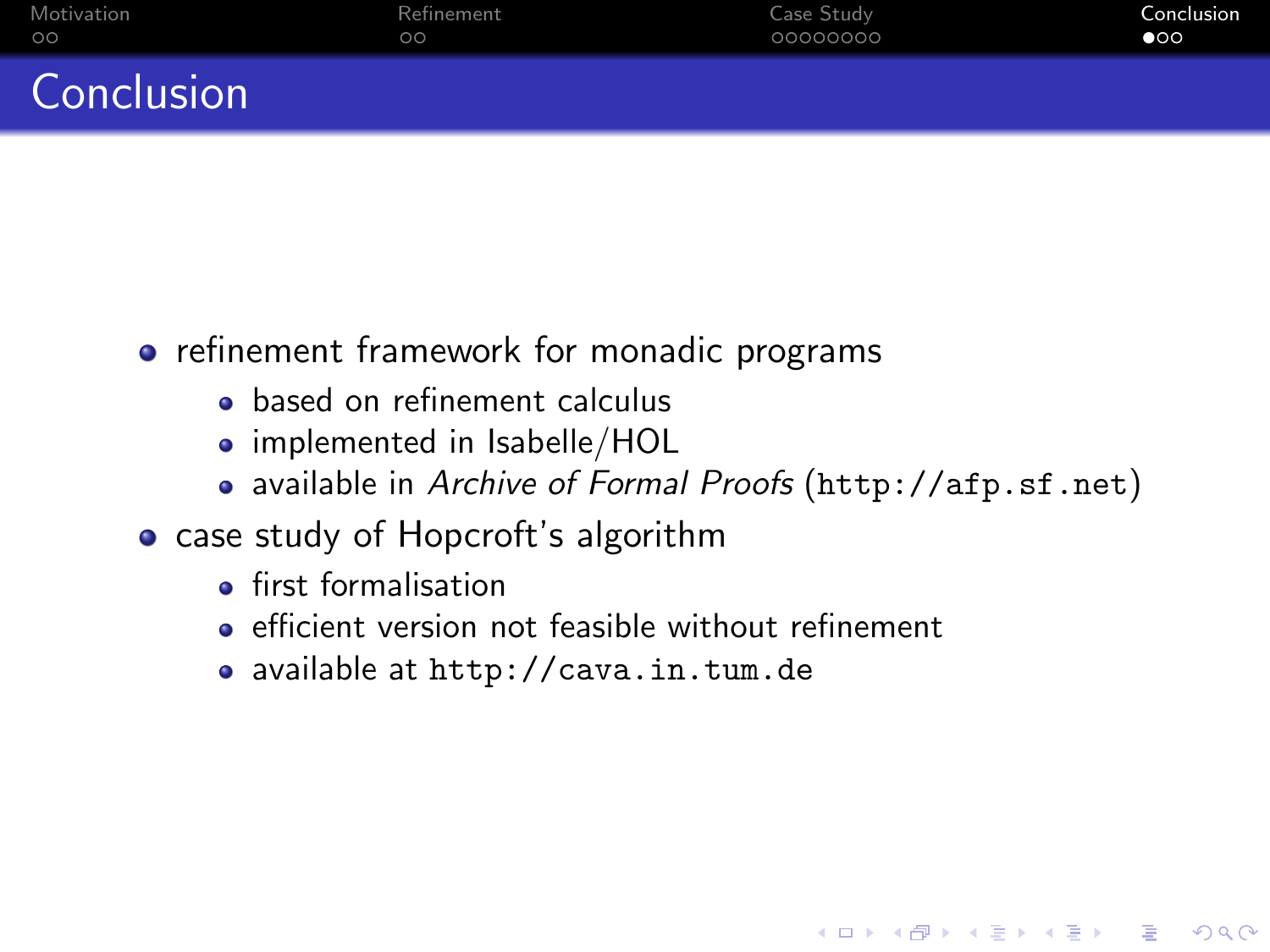# Conclusion

- refinement framework for monadic programs
  - based on refinement calculus
  - implemented in Isabelle/HOL
  - available in *Archive of Formal Proofs* (`http://afp.sf.net`)
- case study of Hopcroft's algorithm
  - first formalisation
  - efficient version not feasible without refinement
  - available at `http://cava.in.tum.de`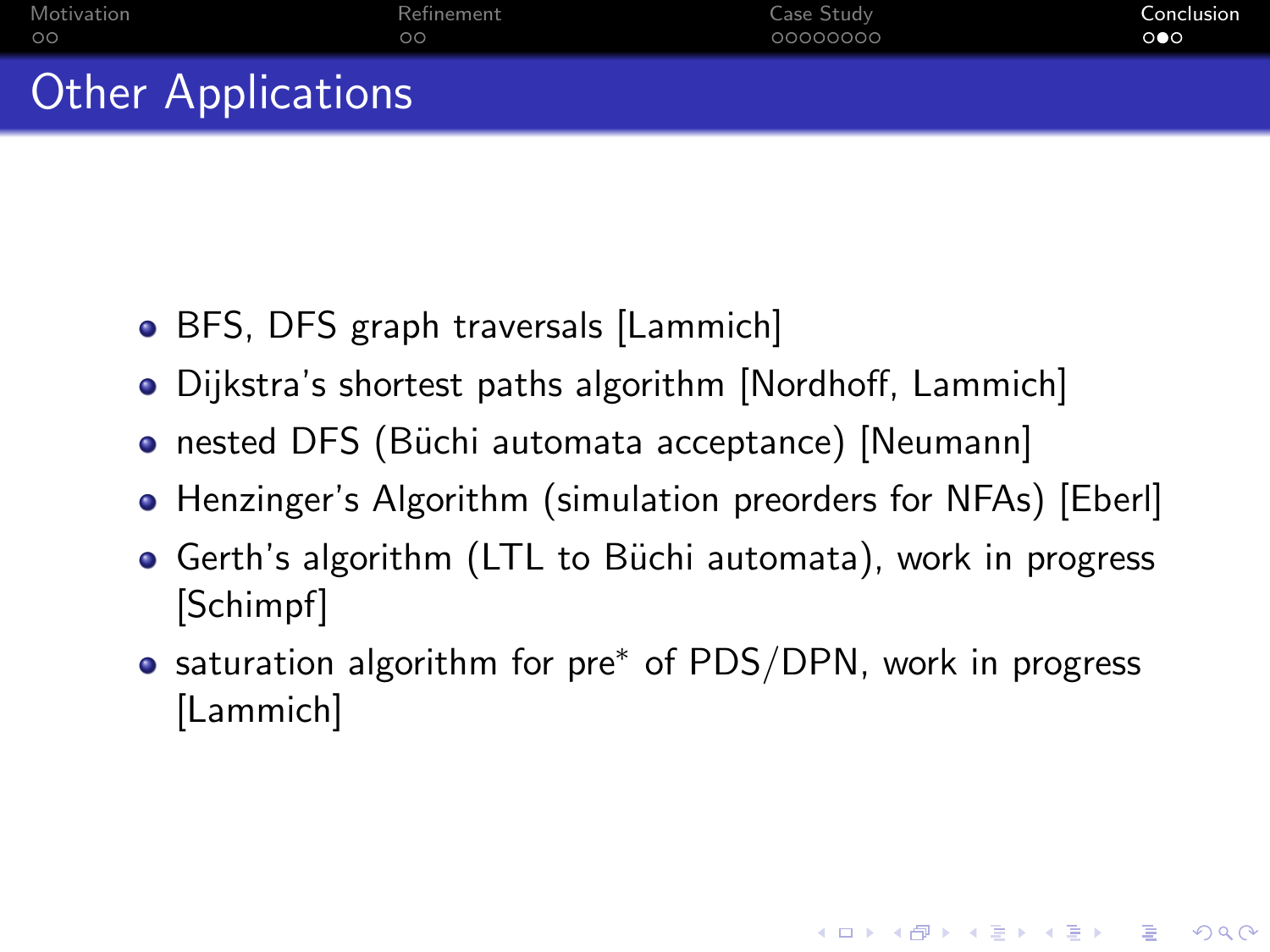# Other Applications

- BFS, DFS graph traversals [Lammich]
- Dijkstra's shortest paths algorithm [Nordhoff, Lammich]
- nested DFS (Büchi automata acceptance) [Neumann]
- Henzinger's Algorithm (simulation preorders for NFAs) [Eberl]
- Gerth's algorithm (LTL to Büchi automata), work in progress [Schimpf]
- saturation algorithm for $pre^*$ of PDS/DPN, work in progress [Lammich]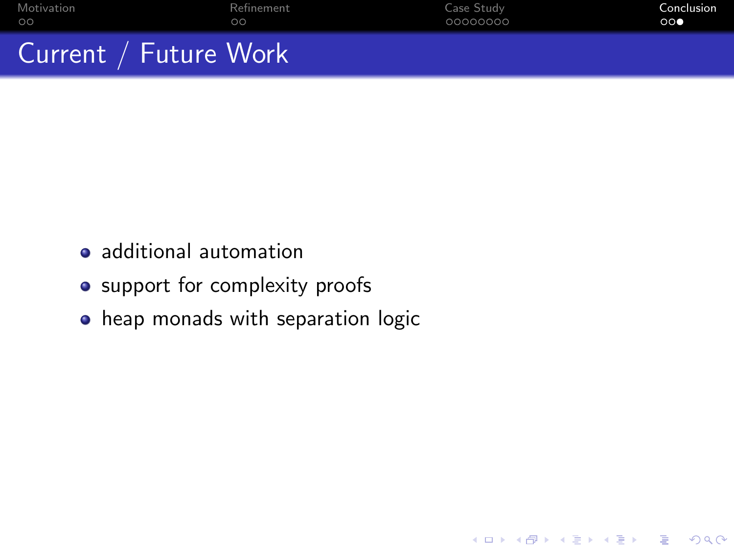# Current / Future Work

- additional automation
- support for complexity proofs
- heap monads with separation logic